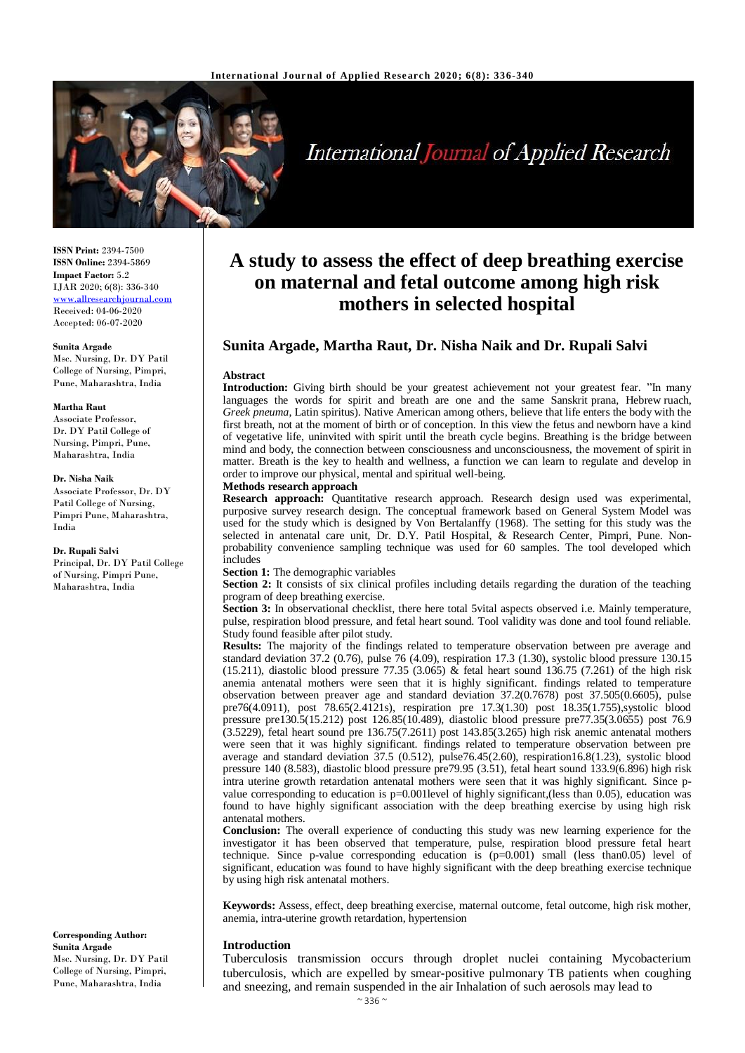# A study to assess the effect of deep breathing exercise on maternal and fetal outcome among high risk mothers in selected hospital

## Sunita Argade, Martha Raut, Dr. Nisha Naik and Dr. Rupali Salvi

**ISSN Print:** 2394-7500
**ISSN Online:** 2394-5869
**Impact Factor:** 5.2
IJAR 2020; 6(8): 336-340
www.allresearchjournal.com
Received: 04-06-2020
Accepted: 06-07-2020

**Sunita Argade**
Msc. Nursing, Dr. DY Patil College of Nursing, Pimpri, Pune, Maharashtra, India

**Martha Raut**
Associate Professor, Dr. DY Patil College of Nursing, Pimpri, Pune, Maharashtra, India

**Dr. Nisha Naik**
Associate Professor, Dr. DY Patil College of Nursing, Pimpri Pune, Maharashtra, India

**Dr. Rupali Salvi**
Principal, Dr. DY Patil College of Nursing, Pimpri Pune, Maharashtra, India

**Corresponding Author:**
**Sunita Argade**
Msc. Nursing, Dr. DY Patil College of Nursing, Pimpri, Pune, Maharashtra, India

### Abstract

**Introduction:** Giving birth should be your greatest achievement not your greatest fear. "In many languages the words for spirit and breath are one and the same Sanskrit prana, Hebrew ruach, *Greek pneuma*, Latin spiritus). Native American among others, believe that life enters the body with the first breath, not at the moment of birth or of conception. In this view the fetus and newborn have a kind of vegetative life, uninvited with spirit until the breath cycle begins. Breathing is the bridge between mind and body, the connection between consciousness and unconsciousness, the movement of spirit in matter. Breath is the key to health and wellness, a function we can learn to regulate and develop in order to improve our physical, mental and spiritual well-being.

**Methods research approach**

**Research approach:** Quantitative research approach. Research design used was experimental, purposive survey research design. The conceptual framework based on General System Model was used for the study which is designed by Von Bertalanffy (1968). The setting for this study was the selected in antenatal care unit, Dr. D.Y. Patil Hospital, & Research Center, Pimpri, Pune. Non-probability convenience sampling technique was used for 60 samples. The tool developed which includes

**Section 1:** The demographic variables

**Section 2:** It consists of six clinical profiles including details regarding the duration of the teaching program of deep breathing exercise.

**Section 3:** In observational checklist, there here total 5vital aspects observed i.e. Mainly temperature, pulse, respiration blood pressure, and fetal heart sound. Tool validity was done and tool found reliable. Study found feasible after pilot study.

**Results:** The majority of the findings related to temperature observation between pre average and standard deviation 37.2 (0.76), pulse 76 (4.09), respiration 17.3 (1.30), systolic blood pressure 130.15 (15.211), diastolic blood pressure 77.35 (3.065) & fetal heart sound 136.75 (7.261) of the high risk anemia antenatal mothers were seen that it is highly significant. findings related to temperature observation between preaver age and standard deviation 37.2(0.7678) post 37.505(0.6605), pulse pre76(4.0911), post 78.65(2.4121s), respiration pre 17.3(1.30) post 18.35(1.755),systolic blood pressure pre130.5(15.212) post 126.85(10.489), diastolic blood pressure pre77.35(3.0655) post 76.9 (3.5229), fetal heart sound pre 136.75(7.2611) post 143.85(3.265) high risk anemic antenatal mothers were seen that it was highly significant. findings related to temperature observation between pre average and standard deviation 37.5 (0.512), pulse76.45(2.60), respiration16.8(1.23), systolic blood pressure 140 (8.583), diastolic blood pressure pre79.95 (3.51), fetal heart sound 133.9(6.896) high risk intra uterine growth retardation antenatal mothers were seen that it was highly significant. Since p-value corresponding to education is p=0.001level of highly significant,(less than 0.05), education was found to have highly significant association with the deep breathing exercise by using high risk antenatal mothers.

**Conclusion:** The overall experience of conducting this study was new learning experience for the investigator it has been observed that temperature, pulse, respiration blood pressure fetal heart technique. Since p-value corresponding education is (p=0.001) small (less than0.05) level of significant, education was found to have highly significant with the deep breathing exercise technique by using high risk antenatal mothers.

**Keywords:** Assess, effect, deep breathing exercise, maternal outcome, fetal outcome, high risk mother, anemia, intra-uterine growth retardation, hypertension

### Introduction

Tuberculosis transmission occurs through droplet nuclei containing Mycobacterium tuberculosis, which are expelled by smear-positive pulmonary TB patients when coughing and sneezing, and remain suspended in the air Inhalation of such aerosols may lead to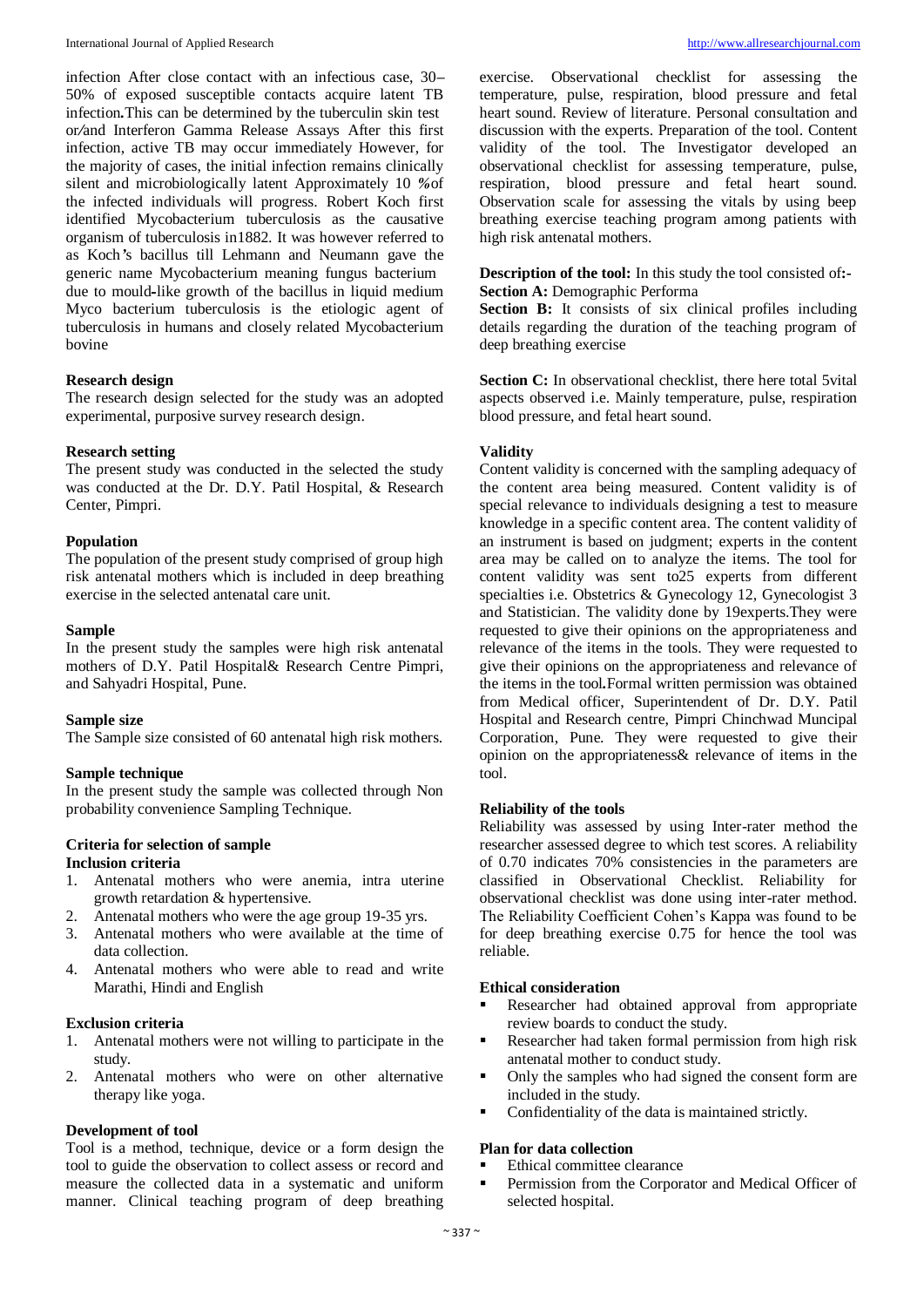infection After close contact with an infectious case, 30–50% of exposed susceptible contacts acquire latent TB infection**.**This can be determined by the tuberculin skin test or/and Interferon Gamma Release Assays After this first infection, active TB may occur immediately However, for the majority of cases, the initial infection remains clinically silent and microbiologically latent Approximately 10 %of the infected individuals will progress. Robert Koch first identified Mycobacterium tuberculosis as the causative organism of tuberculosis in1882. It was however referred to as Koch's bacillus till Lehmann and Neumann gave the generic name Mycobacterium meaning fungus bacterium due to mould-like growth of the bacillus in liquid medium Myco bacterium tuberculosis is the etiologic agent of tuberculosis in humans and closely related Mycobacterium bovine

**Research design**
The research design selected for the study was an adopted experimental, purposive survey research design.

**Research setting**
The present study was conducted in the selected the study was conducted at the Dr. D.Y. Patil Hospital, & Research Center, Pimpri.

**Population**
The population of the present study comprised of group high risk antenatal mothers which is included in deep breathing exercise in the selected antenatal care unit.

**Sample**
In the present study the samples were high risk antenatal mothers of D.Y. Patil Hospital& Research Centre Pimpri, and Sahyadri Hospital, Pune.

**Sample size**
The Sample size consisted of 60 antenatal high risk mothers.

**Sample technique**
In the present study the sample was collected through Non probability convenience Sampling Technique.

**Criteria for selection of sample**
**Inclusion criteria**

1. Antenatal mothers who were anemia, intra uterine growth retardation & hypertensive.
2. Antenatal mothers who were the age group 19-35 yrs.
3. Antenatal mothers who were available at the time of data collection.
4. Antenatal mothers who were able to read and write Marathi, Hindi and English

**Exclusion criteria**

1. Antenatal mothers were not willing to participate in the study.
2. Antenatal mothers who were on other alternative therapy like yoga.

**Development of tool**
Tool is a method, technique, device or a form design the tool to guide the observation to collect assess or record and measure the collected data in a systematic and uniform manner. Clinical teaching program of deep breathing exercise. Observational checklist for assessing the temperature, pulse, respiration, blood pressure and fetal heart sound. Review of literature. Personal consultation and discussion with the experts. Preparation of the tool. Content validity of the tool. The Investigator developed an observational checklist for assessing temperature, pulse, respiration, blood pressure and fetal heart sound. Observation scale for assessing the vitals by using beep breathing exercise teaching program among patients with high risk antenatal mothers.

**Description of the tool:** In this study the tool consisted of**:-**
**Section A:** Demographic Performa
**Section B:** It consists of six clinical profiles including details regarding the duration of the teaching program of deep breathing exercise

**Section C:** In observational checklist, there here total 5vital aspects observed i.e. Mainly temperature, pulse, respiration blood pressure, and fetal heart sound.

**Validity**
Content validity is concerned with the sampling adequacy of the content area being measured. Content validity is of special relevance to individuals designing a test to measure knowledge in a specific content area. The content validity of an instrument is based on judgment; experts in the content area may be called on to analyze the items. The tool for content validity was sent to25 experts from different specialties i.e. Obstetrics & Gynecology 12, Gynecologist 3 and Statistician. The validity done by 19experts.They were requested to give their opinions on the appropriateness and relevance of the items in the tools. They were requested to give their opinions on the appropriateness and relevance of the items in the tool**.**Formal written permission was obtained from Medical officer, Superintendent of Dr. D.Y. Patil Hospital and Research centre, Pimpri Chinchwad Muncipal Corporation, Pune. They were requested to give their opinion on the appropriateness& relevance of items in the tool.

**Reliability of the tools**
Reliability was assessed by using Inter-rater method the researcher assessed degree to which test scores. A reliability of 0.70 indicates 70% consistencies in the parameters are classified in Observational Checklist. Reliability for observational checklist was done using inter-rater method. The Reliability Coefficient Cohen's Kappa was found to be for deep breathing exercise 0.75 for hence the tool was reliable.

**Ethical consideration**

- Researcher had obtained approval from appropriate review boards to conduct the study.
- Researcher had taken formal permission from high risk antenatal mother to conduct study.
- Only the samples who had signed the consent form are included in the study.
- Confidentiality of the data is maintained strictly.

**Plan for data collection**

- Ethical committee clearance
- Permission from the Corporator and Medical Officer of selected hospital.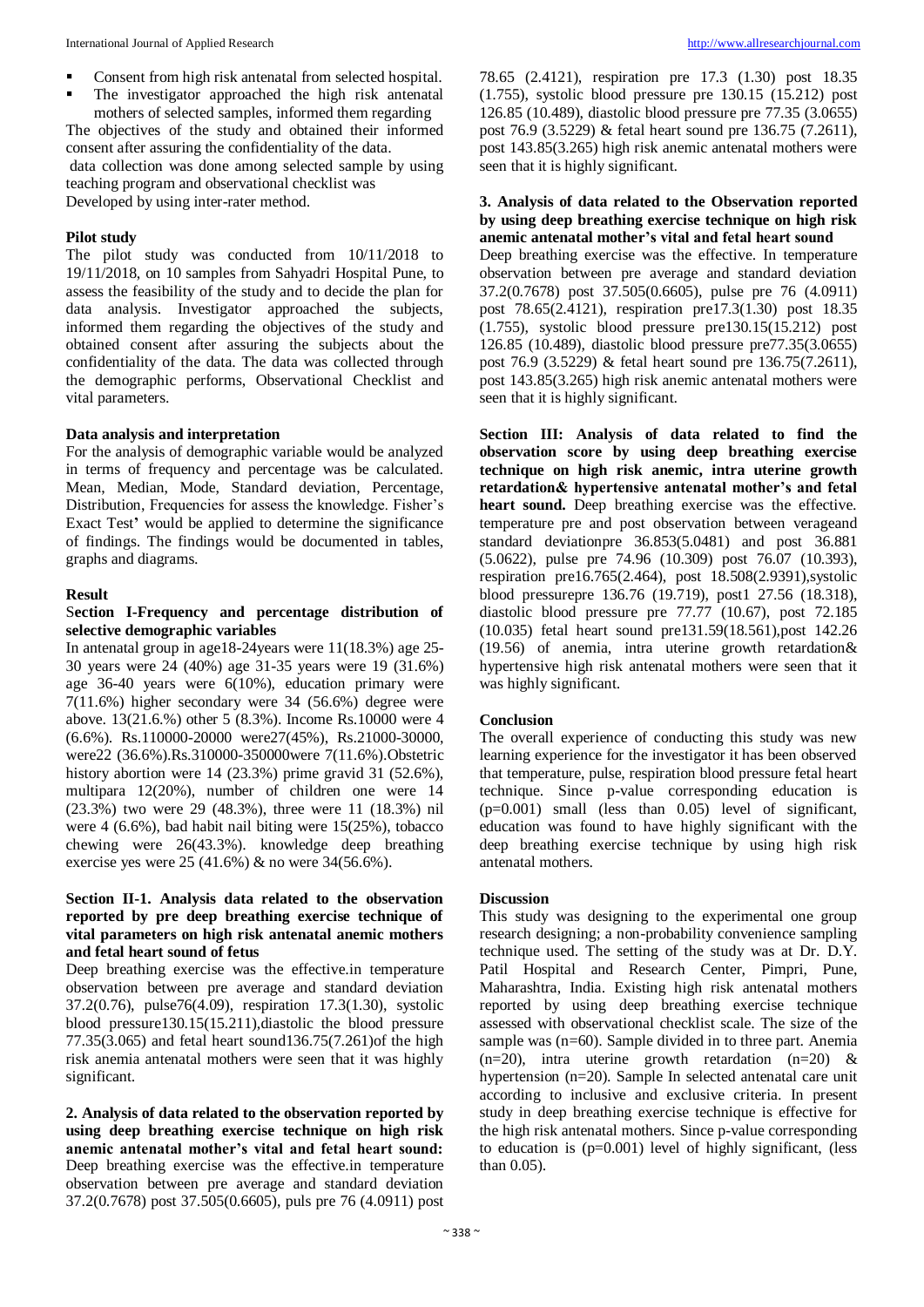- Consent from high risk antenatal from selected hospital.
- The investigator approached the high risk antenatal mothers of selected samples, informed them regarding

The objectives of the study and obtained their informed consent after assuring the confidentiality of the data.

data collection was done among selected sample by using teaching program and observational checklist was Developed by using inter-rater method.

### Pilot study

The pilot study was conducted from 10/11/2018 to 19/11/2018, on 10 samples from Sahyadri Hospital Pune, to assess the feasibility of the study and to decide the plan for data analysis. Investigator approached the subjects, informed them regarding the objectives of the study and obtained consent after assuring the subjects about the confidentiality of the data. The data was collected through the demographic performs, Observational Checklist and vital parameters.

### Data analysis and interpretation

For the analysis of demographic variable would be analyzed in terms of frequency and percentage was be calculated. Mean, Median, Mode, Standard deviation, Percentage, Distribution, Frequencies for assess the knowledge. Fisher's Exact Test' would be applied to determine the significance of findings. The findings would be documented in tables, graphs and diagrams.

## Result

### Section I-Frequency and percentage distribution of selective demographic variables

In antenatal group in age18-24years were 11(18.3%) age 25-30 years were 24 (40%) age 31-35 years were 19 (31.6%) age 36-40 years were 6(10%), education primary were 7(11.6%) higher secondary were 34 (56.6%) degree were above. 13(21.6.%) other 5 (8.3%). Income Rs.10000 were 4 (6.6%). Rs.110000-20000 were27(45%), Rs.21000-30000, were22 (36.6%).Rs.310000-350000were 7(11.6%).Obstetric history abortion were 14 (23.3%) prime gravid 31 (52.6%), multipara 12(20%), number of children one were 14 (23.3%) two were 29 (48.3%), three were 11 (18.3%) nil were 4 (6.6%), bad habit nail biting were 15(25%), tobacco chewing were 26(43.3%). knowledge deep breathing exercise yes were 25 (41.6%) & no were 34(56.6%).

### Section II-1. Analysis data related to the observation reported by pre deep breathing exercise technique of vital parameters on high risk antenatal anemic mothers and fetal heart sound of fetus

Deep breathing exercise was the effective.in temperature observation between pre average and standard deviation 37.2(0.76), pulse76(4.09), respiration 17.3(1.30), systolic blood pressure130.15(15.211),diastolic the blood pressure 77.35(3.065) and fetal heart sound136.75(7.261)of the high risk anemia antenatal mothers were seen that it was highly significant.

**2. Analysis of data related to the observation reported by using deep breathing exercise technique on high risk anemic antenatal mother's vital and fetal heart sound:** Deep breathing exercise was the effective.in temperature observation between pre average and standard deviation 37.2(0.7678) post 37.505(0.6605), puls pre 76 (4.0911) post 78.65 (2.4121), respiration pre 17.3 (1.30) post 18.35 (1.755), systolic blood pressure pre 130.15 (15.212) post 126.85 (10.489), diastolic blood pressure pre 77.35 (3.0655) post 76.9 (3.5229) & fetal heart sound pre 136.75 (7.2611), post 143.85(3.265) high risk anemic antenatal mothers were seen that it is highly significant.

### 3. Analysis of data related to the Observation reported by using deep breathing exercise technique on high risk anemic antenatal mother's vital and fetal heart sound

Deep breathing exercise was the effective. In temperature observation between pre average and standard deviation 37.2(0.7678) post 37.505(0.6605), pulse pre 76 (4.0911) post 78.65(2.4121), respiration pre17.3(1.30) post 18.35 (1.755), systolic blood pressure pre130.15(15.212) post 126.85 (10.489), diastolic blood pressure pre77.35(3.0655) post 76.9 (3.5229) & fetal heart sound pre 136.75(7.2611), post 143.85(3.265) high risk anemic antenatal mothers were seen that it is highly significant.

**Section III: Analysis of data related to find the observation score by using deep breathing exercise technique on high risk anemic, intra uterine growth retardation& hypertensive antenatal mother's and fetal heart sound.** Deep breathing exercise was the effective. temperature pre and post observation between verageand standard deviationpre 36.853(5.0481) and post 36.881 (5.0622), pulse pre 74.96 (10.309) post 76.07 (10.393), respiration pre16.765(2.464), post 18.508(2.9391),systolic blood pressurepre 136.76 (19.719), post1 27.56 (18.318), diastolic blood pressure pre 77.77 (10.67), post 72.185 (10.035) fetal heart sound pre131.59(18.561),post 142.26 (19.56) of anemia, intra uterine growth retardation& hypertensive high risk antenatal mothers were seen that it was highly significant.

## Conclusion

The overall experience of conducting this study was new learning experience for the investigator it has been observed that temperature, pulse, respiration blood pressure fetal heart technique. Since p-value corresponding education is (p=0.001) small (less than 0.05) level of significant, education was found to have highly significant with the deep breathing exercise technique by using high risk antenatal mothers.

## Discussion

This study was designing to the experimental one group research designing; a non-probability convenience sampling technique used. The setting of the study was at Dr. D.Y. Patil Hospital and Research Center, Pimpri, Pune, Maharashtra, India. Existing high risk antenatal mothers reported by using deep breathing exercise technique assessed with observational checklist scale. The size of the sample was (n=60). Sample divided in to three part. Anemia (n=20), intra uterine growth retardation (n=20) & hypertension (n=20). Sample In selected antenatal care unit according to inclusive and exclusive criteria. In present study in deep breathing exercise technique is effective for the high risk antenatal mothers. Since p-value corresponding to education is (p=0.001) level of highly significant, (less than 0.05).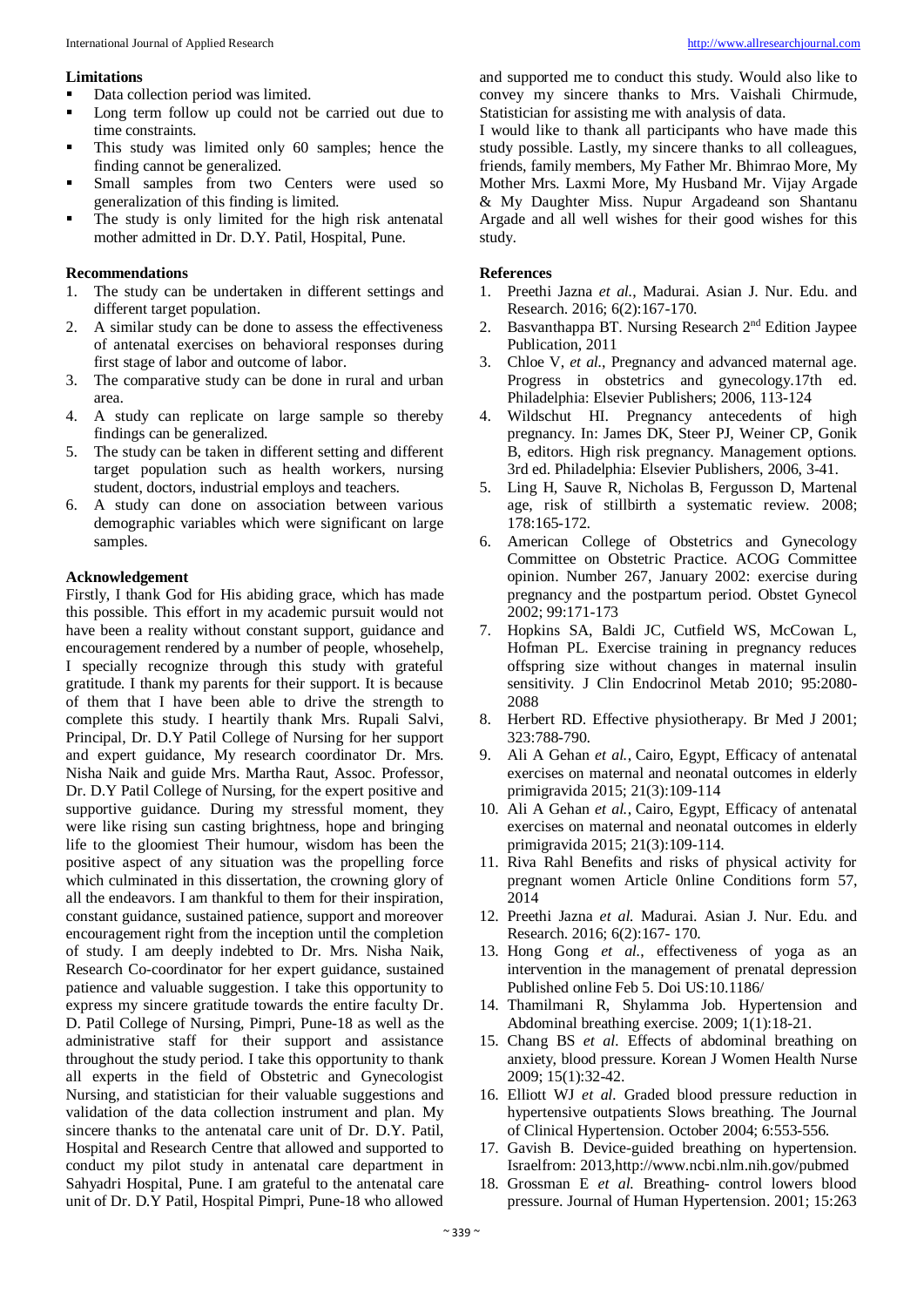### Limitations

- Data collection period was limited.
- Long term follow up could not be carried out due to time constraints.
- This study was limited only 60 samples; hence the finding cannot be generalized.
- Small samples from two Centers were used so generalization of this finding is limited.
- The study is only limited for the high risk antenatal mother admitted in Dr. D.Y. Patil, Hospital, Pune.

### Recommendations

1. The study can be undertaken in different settings and different target population.
2. A similar study can be done to assess the effectiveness of antenatal exercises on behavioral responses during first stage of labor and outcome of labor.
3. The comparative study can be done in rural and urban area.
4. A study can replicate on large sample so thereby findings can be generalized.
5. The study can be taken in different setting and different target population such as health workers, nursing student, doctors, industrial employs and teachers.
6. A study can done on association between various demographic variables which were significant on large samples.

### Acknowledgement

Firstly, I thank God for His abiding grace, which has made this possible. This effort in my academic pursuit would not have been a reality without constant support, guidance and encouragement rendered by a number of people, whosehelp, I specially recognize through this study with grateful gratitude. I thank my parents for their support. It is because of them that I have been able to drive the strength to complete this study. I heartily thank Mrs. Rupali Salvi, Principal, Dr. D.Y Patil College of Nursing for her support and expert guidance, My research coordinator Dr. Mrs. Nisha Naik and guide Mrs. Martha Raut, Assoc. Professor, Dr. D.Y Patil College of Nursing, for the expert positive and supportive guidance. During my stressful moment, they were like rising sun casting brightness, hope and bringing life to the gloomiest Their humour, wisdom has been the positive aspect of any situation was the propelling force which culminated in this dissertation, the crowning glory of all the endeavors. I am thankful to them for their inspiration, constant guidance, sustained patience, support and moreover encouragement right from the inception until the completion of study. I am deeply indebted to Dr. Mrs. Nisha Naik, Research Co-coordinator for her expert guidance, sustained patience and valuable suggestion. I take this opportunity to express my sincere gratitude towards the entire faculty Dr. D. Patil College of Nursing, Pimpri, Pune-18 as well as the administrative staff for their support and assistance throughout the study period. I take this opportunity to thank all experts in the field of Obstetric and Gynecologist Nursing, and statistician for their valuable suggestions and validation of the data collection instrument and plan. My sincere thanks to the antenatal care unit of Dr. D.Y. Patil, Hospital and Research Centre that allowed and supported to conduct my pilot study in antenatal care department in Sahyadri Hospital, Pune. I am grateful to the antenatal care unit of Dr. D.Y Patil, Hospital Pimpri, Pune-18 who allowed and supported me to conduct this study. Would also like to convey my sincere thanks to Mrs. Vaishali Chirmude, Statistician for assisting me with analysis of data.

I would like to thank all participants who have made this study possible. Lastly, my sincere thanks to all colleagues, friends, family members, My Father Mr. Bhimrao More, My Mother Mrs. Laxmi More, My Husband Mr. Vijay Argade & My Daughter Miss. Nupur Argadeand son Shantanu Argade and all well wishes for their good wishes for this study.

### References

1. Preethi Jazna *et al.*, Madurai. Asian J. Nur. Edu. and Research. 2016; 6(2):167-170.
2. Basvanthappa BT. Nursing Research 2nd Edition Jaypee Publication, 2011
3. Chloe V, *et al.*, Pregnancy and advanced maternal age. Progress in obstetrics and gynecology.17th ed. Philadelphia: Elsevier Publishers; 2006, 113-124
4. Wildschut HI. Pregnancy antecedents of high pregnancy. In: James DK, Steer PJ, Weiner CP, Gonik B, editors. High risk pregnancy. Management options. 3rd ed. Philadelphia: Elsevier Publishers, 2006, 3-41.
5. Ling H, Sauve R, Nicholas B, Fergusson D, Martenal age, risk of stillbirth a systematic review. 2008; 178:165-172.
6. American College of Obstetrics and Gynecology Committee on Obstetric Practice. ACOG Committee opinion. Number 267, January 2002: exercise during pregnancy and the postpartum period. Obstet Gynecol 2002; 99:171-173
7. Hopkins SA, Baldi JC, Cutfield WS, McCowan L, Hofman PL. Exercise training in pregnancy reduces offspring size without changes in maternal insulin sensitivity. J Clin Endocrinol Metab 2010; 95:2080-2088
8. Herbert RD. Effective physiotherapy. Br Med J 2001; 323:788-790.
9. Ali A Gehan *et al.*, Cairo, Egypt, Efficacy of antenatal exercises on maternal and neonatal outcomes in elderly primigravida 2015; 21(3):109-114
10. Ali A Gehan *et al.*, Cairo, Egypt, Efficacy of antenatal exercises on maternal and neonatal outcomes in elderly primigravida 2015; 21(3):109-114.
11. Riva Rahl Benefits and risks of physical activity for pregnant women Article 0nline Conditions form 57, 2014
12. Preethi Jazna *et al.* Madurai. Asian J. Nur. Edu. and Research. 2016; 6(2):167- 170.
13. Hong Gong *et al.*, effectiveness of yoga as an intervention in the management of prenatal depression Published online Feb 5. Doi US:10.1186/
14. Thamilmani R, Shylamma Job. Hypertension and Abdominal breathing exercise. 2009; 1(1):18-21.
15. Chang BS *et al.* Effects of abdominal breathing on anxiety, blood pressure. Korean J Women Health Nurse 2009; 15(1):32-42.
16. Elliott WJ *et al.* Graded blood pressure reduction in hypertensive outpatients Slows breathing. The Journal of Clinical Hypertension. October 2004; 6:553-556.
17. Gavish B. Device-guided breathing on hypertension. Israelfrom: 2013,http://www.ncbi.nlm.nih.gov/pubmed
18. Grossman E *et al.* Breathing- control lowers blood pressure. Journal of Human Hypertension. 2001; 15:263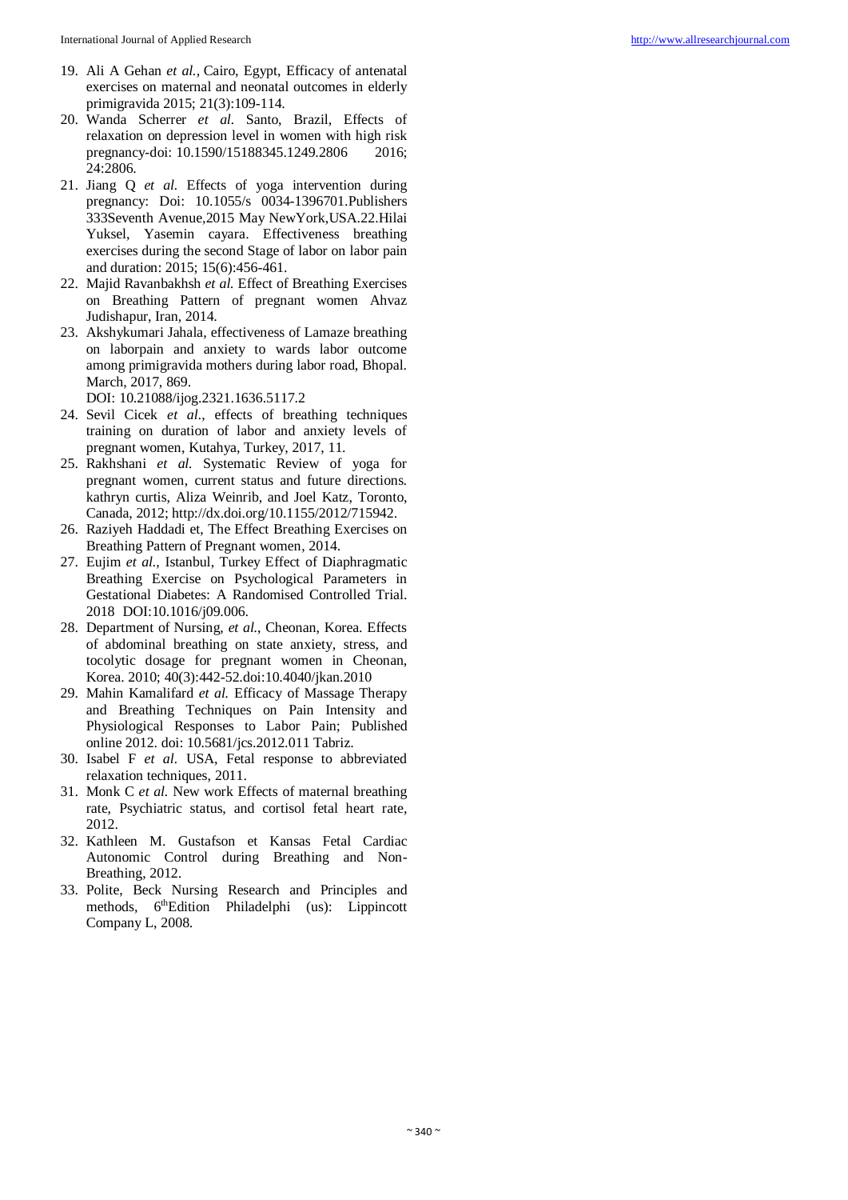19. Ali A Gehan *et al.*, Cairo, Egypt, Efficacy of antenatal exercises on maternal and neonatal outcomes in elderly primigravida 2015; 21(3):109-114.
20. Wanda Scherrer *et al.* Santo, Brazil, Effects of relaxation on depression level in women with high risk pregnancy-doi: 10.1590/15188345.1249.2806 2016; 24:2806.
21. Jiang Q *et al.* Effects of yoga intervention during pregnancy: Doi: 10.1055/s 0034-1396701.Publishers 333Seventh Avenue,2015 May NewYork,USA.22.Hilai Yuksel, Yasemin cayara. Effectiveness breathing exercises during the second Stage of labor on labor pain and duration: 2015; 15(6):456-461.
22. Majid Ravanbakhsh *et al.* Effect of Breathing Exercises on Breathing Pattern of pregnant women Ahvaz Judishapur, Iran, 2014.
23. Akshykumari Jahala, effectiveness of Lamaze breathing on laborpain and anxiety to wards labor outcome among primigravida mothers during labor road, Bhopal. March, 2017, 869.
    DOI: 10.21088/ijog.2321.1636.5117.2
24. Sevil Cicek *et al.*, effects of breathing techniques training on duration of labor and anxiety levels of pregnant women, Kutahya, Turkey, 2017, 11.
25. Rakhshani *et al.* Systematic Review of yoga for pregnant women, current status and future directions. kathryn curtis, Aliza Weinrib, and Joel Katz, Toronto, Canada, 2012; http://dx.doi.org/10.1155/2012/715942.
26. Raziyeh Haddadi et, The Effect Breathing Exercises on Breathing Pattern of Pregnant women, 2014.
27. Eujim *et al.*, Istanbul, Turkey Effect of Diaphragmatic Breathing Exercise on Psychological Parameters in Gestational Diabetes: A Randomised Controlled Trial. 2018 DOI:10.1016/j09.006.
28. Department of Nursing, *et al.*, Cheonan, Korea. Effects of abdominal breathing on state anxiety, stress, and tocolytic dosage for pregnant women in Cheonan, Korea. 2010; 40(3):442-52.doi:10.4040/jkan.2010
29. Mahin Kamalifard *et al.* Efficacy of Massage Therapy and Breathing Techniques on Pain Intensity and Physiological Responses to Labor Pain; Published online 2012. doi: 10.5681/jcs.2012.011 Tabriz.
30. Isabel F *et al*. USA, Fetal response to abbreviated relaxation techniques, 2011.
31. Monk C *et al.* New work Effects of maternal breathing rate, Psychiatric status, and cortisol fetal heart rate, 2012.
32. Kathleen M. Gustafson et Kansas Fetal Cardiac Autonomic Control during Breathing and Non-Breathing, 2012.
33. Polite, Beck Nursing Research and Principles and methods, 6thEdition Philadelphi (us): Lippincott Company L, 2008.